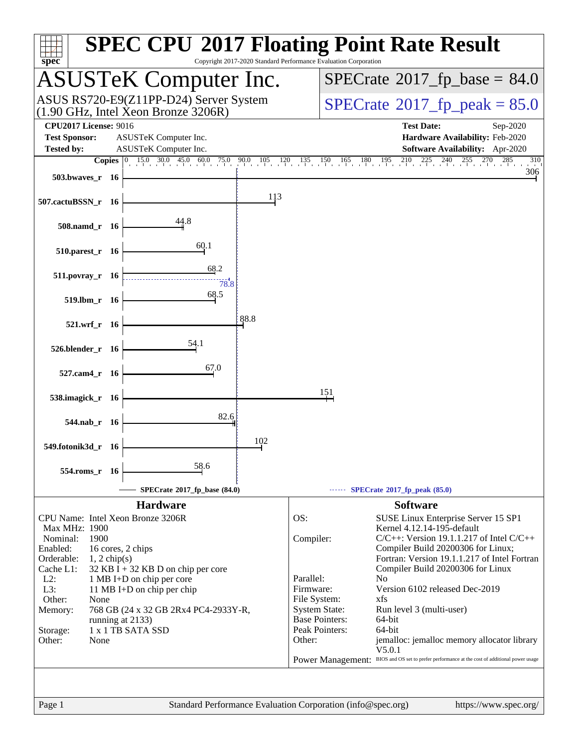# SPEC CPU 2017 Floating Point Rate Result

Copyright 2017-2020 Standard Performance Evaluation Corporation

## ASUSTeK Computer Inc.

ASUS RS720-E9(Z11PP-D24) Server System
(1.90 GHz, Intel Xeon Bronze 3206R)

SPECrate 2017_fp_base = 84.0

SPECrate 2017_fp_peak = 85.0

**CPU2017 License:** 9016
**Test Sponsor:** ASUSTeK Computer Inc.
**Tested by:** ASUSTeK Computer Inc.

**Test Date:** Sep-2020
**Hardware Availability:** Feb-2020
**Software Availability:** Apr-2020

| Benchmark | Copies | Base | Peak |
|---|---|---|---|
| 503.bwaves_r | 16 | 306 | |
| 507.cactuBSSN_r | 16 | 113 | |
| 508.namd_r | 16 | 44.8 | |
| 510.parest_r | 16 | 60.1 | |
| 511.povray_r | 16 | 68.2 | 78.8 |
| 519.lbm_r | 16 | 68.5 | |
| 521.wrf_r | 16 | 88.8 | |
| 526.blender_r | 16 | 54.1 | |
| 527.cam4_r | 16 | 67.0 | |
| 538.imagick_r | 16 | 151 | |
| 544.nab_r | 16 | 82.6 | |
| 549.fotonik3d_r | 16 | 102 | |
| 554.roms_r | 16 | 58.6 | |

SPECrate 2017_fp_base (84.0) — SPECrate 2017_fp_peak (85.0)

### Hardware

| | |
|---|---|
| CPU Name: | Intel Xeon Bronze 3206R |
| Max MHz: | 1900 |
| Nominal: | 1900 |
| Enabled: | 16 cores, 2 chips |
| Orderable: | 1, 2 chip(s) |
| Cache L1: | 32 KB I + 32 KB D on chip per core |
| L2: | 1 MB I+D on chip per core |
| L3: | 11 MB I+D on chip per chip |
| Other: | None |
| Memory: | 768 GB (24 x 32 GB 2Rx4 PC4-2933Y-R, running at 2133) |
| Storage: | 1 x 1 TB SATA SSD |
| Other: | None |

### Software

| | |
|---|---|
| OS: | SUSE Linux Enterprise Server 15 SP1 Kernel 4.12.14-195-default |
| Compiler: | C/C++: Version 19.1.1.217 of Intel C/C++ Compiler Build 20200306 for Linux; Fortran: Version 19.1.1.217 of Intel Fortran Compiler Build 20200306 for Linux |
| Parallel: | No |
| Firmware: | Version 6102 released Dec-2019 |
| File System: | xfs |
| System State: | Run level 3 (multi-user) |
| Base Pointers: | 64-bit |
| Peak Pointers: | 64-bit |
| Other: | jemalloc: jemalloc memory allocator library V5.0.1 |
| Power Management: | BIOS and OS set to prefer performance at the cost of additional power usage |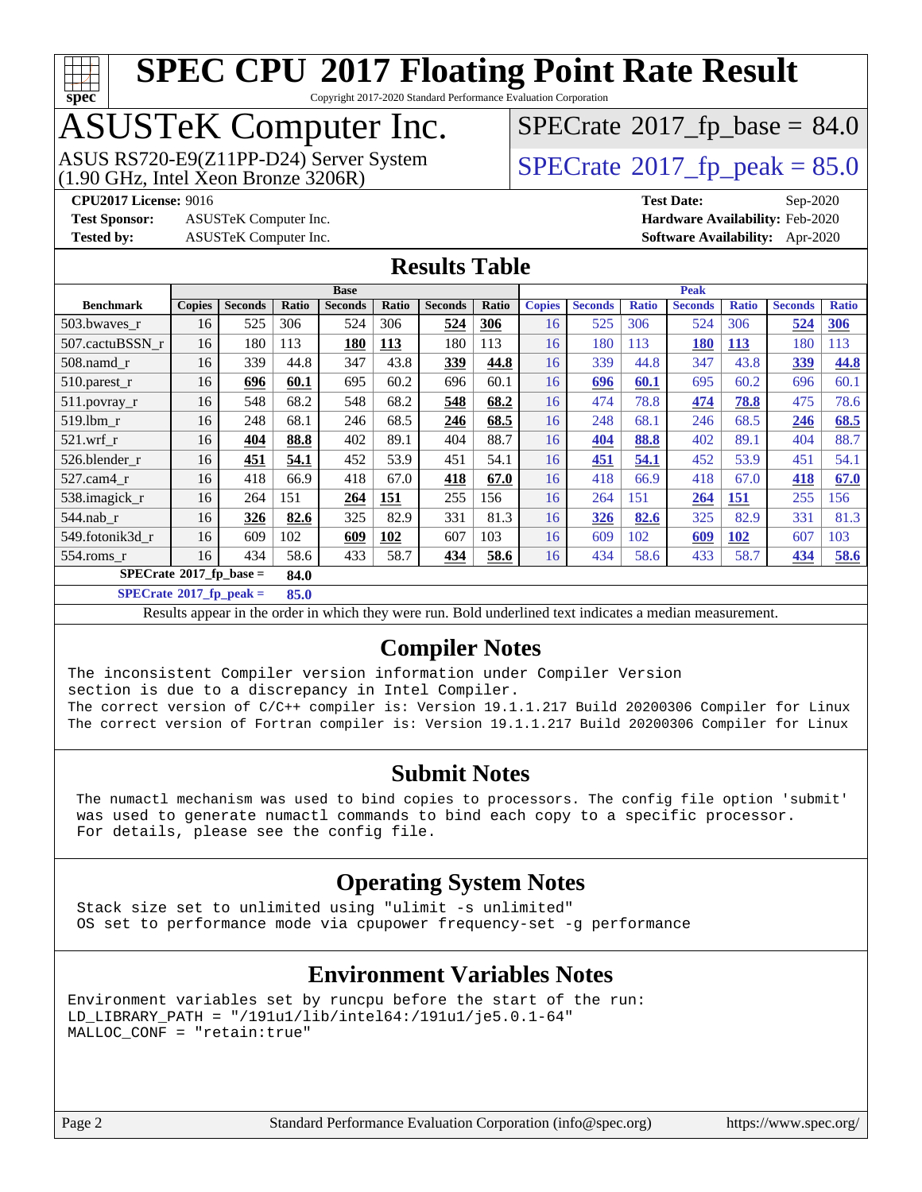# SPEC CPU 2017 Floating Point Rate Result

Copyright 2017-2020 Standard Performance Evaluation Corporation

# ASUSTeK Computer Inc.

ASUS RS720-E9(Z11PP-D24) Server System
(1.90 GHz, Intel Xeon Bronze 3206R)

SPECrate 2017_fp_base = 84.0

SPECrate 2017_fp_peak = 85.0

**CPU2017 License:** 9016
**Test Sponsor:** ASUSTeK Computer Inc.
**Tested by:** ASUSTeK Computer Inc.

**Test Date:** Sep-2020
**Hardware Availability:** Feb-2020
**Software Availability:** Apr-2020

## Results Table

| Benchmark | Base | | | | | | | Peak | | | | | | |
|---|---|---|---|---|---|---|---|---|---|---|---|---|---|---|
| | Copies | Seconds | Ratio | Seconds | Ratio | Seconds | Ratio | Copies | Seconds | Ratio | Seconds | Ratio | Seconds | Ratio |
| 503.bwaves_r | 16 | 525 | 306 | 524 | 306 | **524** | **306** | 16 | 525 | 306 | 524 | 306 | **524** | **306** |
| 507.cactuBSSN_r | 16 | 180 | 113 | **180** | **113** | 180 | 113 | 16 | 180 | 113 | **180** | **113** | 180 | 113 |
| 508.namd_r | 16 | 339 | 44.8 | 347 | 43.8 | **339** | **44.8** | 16 | 339 | 44.8 | 347 | 43.8 | **339** | **44.8** |
| 510.parest_r | 16 | **696** | **60.1** | 695 | 60.2 | 696 | 60.1 | 16 | **696** | **60.1** | 695 | 60.2 | 696 | 60.1 |
| 511.povray_r | 16 | 548 | 68.2 | 548 | 68.2 | **548** | **68.2** | 16 | 474 | 78.8 | **474** | **78.8** | 475 | 78.6 |
| 519.lbm_r | 16 | 248 | 68.1 | 246 | 68.5 | **246** | **68.5** | 16 | 248 | 68.1 | 246 | 68.5 | **246** | **68.5** |
| 521.wrf_r | 16 | **404** | **88.8** | 402 | 89.1 | 404 | 88.7 | 16 | **404** | **88.8** | 402 | 89.1 | 404 | 88.7 |
| 526.blender_r | 16 | **451** | **54.1** | 452 | 53.9 | 451 | 54.1 | 16 | **451** | **54.1** | 452 | 53.9 | 451 | 54.1 |
| 527.cam4_r | 16 | 418 | 66.9 | 418 | 67.0 | **418** | **67.0** | 16 | 418 | 66.9 | 418 | 67.0 | **418** | **67.0** |
| 538.imagick_r | 16 | 264 | 151 | **264** | **151** | 255 | 156 | 16 | 264 | 151 | **264** | **151** | 255 | 156 |
| 544.nab_r | 16 | **326** | **82.6** | 325 | 82.9 | 331 | 81.3 | 16 | **326** | **82.6** | 325 | 82.9 | 331 | 81.3 |
| 549.fotonik3d_r | 16 | 609 | 102 | **609** | **102** | 607 | 103 | 16 | 609 | 102 | **609** | **102** | 607 | 103 |
| 554.roms_r | 16 | 434 | 58.6 | 433 | 58.7 | **434** | **58.6** | 16 | 434 | 58.6 | 433 | 58.7 | **434** | **58.6** |

**SPECrate 2017_fp_base = 84.0**

**SPECrate 2017_fp_peak = 85.0**

Results appear in the order in which they were run. Bold underlined text indicates a median measurement.

## Compiler Notes

```
The inconsistent Compiler version information under Compiler Version
section is due to a discrepancy in Intel Compiler.
The correct version of C/C++ compiler is: Version 19.1.1.217 Build 20200306 Compiler for Linux
The correct version of Fortran compiler is: Version 19.1.1.217 Build 20200306 Compiler for Linux
```

## Submit Notes

```
The numactl mechanism was used to bind copies to processors. The config file option 'submit'
was used to generate numactl commands to bind each copy to a specific processor.
For details, please see the config file.
```

## Operating System Notes

```
Stack size set to unlimited using "ulimit -s unlimited"
OS set to performance mode via cpupower frequency-set -g performance
```

## Environment Variables Notes

```
Environment variables set by runcpu before the start of the run:
LD_LIBRARY_PATH = "/191u1/lib/intel64:/191u1/je5.0.1-64"
MALLOC_CONF = "retain:true"
```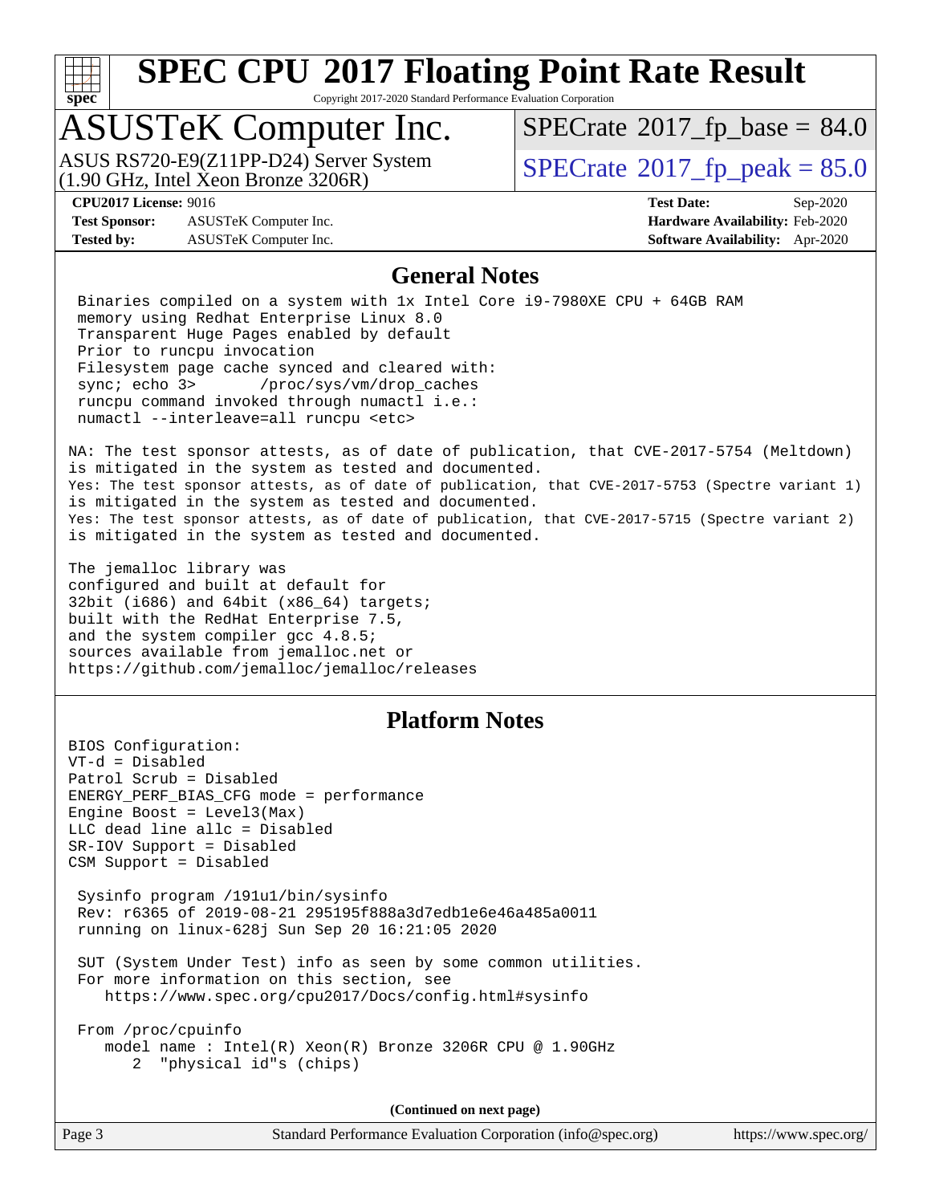# SPEC CPU 2017 Floating Point Rate Result

Copyright 2017-2020 Standard Performance Evaluation Corporation

## ASUSTeK Computer Inc.

ASUS RS720-E9(Z11PP-D24) Server System
(1.90 GHz, Intel Xeon Bronze 3206R)

SPECrate 2017_fp_base = 84.0

SPECrate 2017_fp_peak = 85.0

**CPU2017 License:** 9016
**Test Sponsor:** ASUSTeK Computer Inc.
**Tested by:** ASUSTeK Computer Inc.

**Test Date:** Sep-2020
**Hardware Availability:** Feb-2020
**Software Availability:** Apr-2020

## General Notes

```
 Binaries compiled on a system with 1x Intel Core i9-7980XE CPU + 64GB RAM
 memory using Redhat Enterprise Linux 8.0
 Transparent Huge Pages enabled by default
 Prior to runcpu invocation
 Filesystem page cache synced and cleared with:
 sync; echo 3>       /proc/sys/vm/drop_caches
 runcpu command invoked through numactl i.e.:
 numactl --interleave=all runcpu <etc>
```

NA: The test sponsor attests, as of date of publication, that CVE-2017-5754 (Meltdown) is mitigated in the system as tested and documented.
Yes: The test sponsor attests, as of date of publication, that CVE-2017-5753 (Spectre variant 1) is mitigated in the system as tested and documented.
Yes: The test sponsor attests, as of date of publication, that CVE-2017-5715 (Spectre variant 2) is mitigated in the system as tested and documented.

The jemalloc library was
configured and built at default for
32bit (i686) and 64bit (x86_64) targets;
built with the RedHat Enterprise 7.5,
and the system compiler gcc 4.8.5;
sources available from jemalloc.net or
https://github.com/jemalloc/jemalloc/releases

## Platform Notes

```
BIOS Configuration:
VT-d = Disabled
Patrol Scrub = Disabled
ENERGY_PERF_BIAS_CFG mode = performance
Engine Boost = Level3(Max)
LLC dead line allc = Disabled
SR-IOV Support = Disabled
CSM Support = Disabled

 Sysinfo program /191u1/bin/sysinfo
 Rev: r6365 of 2019-08-21 295195f888a3d7edb1e6e46a485a0011
 running on linux-628j Sun Sep 20 16:21:05 2020

 SUT (System Under Test) info as seen by some common utilities.
 For more information on this section, see
    https://www.spec.org/cpu2017/Docs/config.html#sysinfo

 From /proc/cpuinfo
    model name : Intel(R) Xeon(R) Bronze 3206R CPU @ 1.90GHz
       2  "physical id"s (chips)
```

**(Continued on next page)**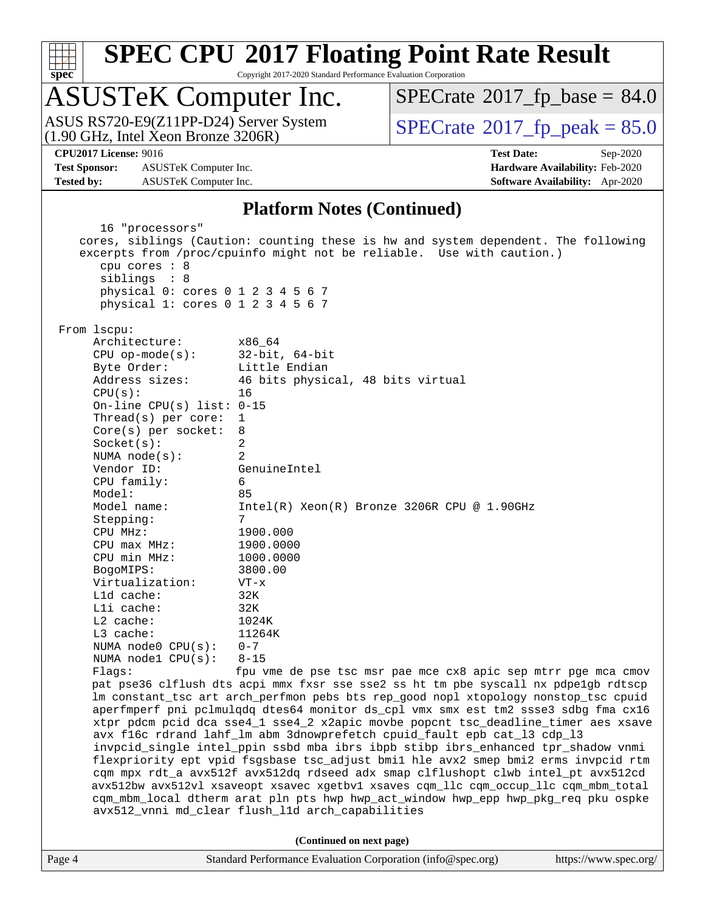# SPEC CPU 2017 Floating Point Rate Result

Copyright 2017-2020 Standard Performance Evaluation Corporation

## ASUSTeK Computer Inc.

ASUS RS720-E9(Z11PP-D24) Server System (1.90 GHz, Intel Xeon Bronze 3206R)

SPECrate 2017_fp_base = 84.0

SPECrate 2017_fp_peak = 85.0

**CPU2017 License:** 9016
**Test Sponsor:** ASUSTeK Computer Inc.
**Tested by:** ASUSTeK Computer Inc.

**Test Date:** Sep-2020
**Hardware Availability:** Feb-2020
**Software Availability:** Apr-2020

### Platform Notes (Continued)

```
      16 "processors"
   cores, siblings (Caution: counting these is hw and system dependent. The following
   excerpts from /proc/cpuinfo might not be reliable.  Use with caution.)
      cpu cores : 8
      siblings  : 8
      physical 0: cores 0 1 2 3 4 5 6 7
      physical 1: cores 0 1 2 3 4 5 6 7

 From lscpu:
     Architecture:        x86_64
     CPU op-mode(s):      32-bit, 64-bit
     Byte Order:          Little Endian
     Address sizes:       46 bits physical, 48 bits virtual
     CPU(s):              16
     On-line CPU(s) list: 0-15
     Thread(s) per core:  1
     Core(s) per socket:  8
     Socket(s):           2
     NUMA node(s):        2
     Vendor ID:           GenuineIntel
     CPU family:          6
     Model:               85
     Model name:          Intel(R) Xeon(R) Bronze 3206R CPU @ 1.90GHz
     Stepping:            7
     CPU MHz:             1900.000
     CPU max MHz:         1900.0000
     CPU min MHz:         1000.0000
     BogoMIPS:            3800.00
     Virtualization:      VT-x
     L1d cache:           32K
     L1i cache:           32K
     L2 cache:            1024K
     L3 cache:            11264K
     NUMA node0 CPU(s):   0-7
     NUMA node1 CPU(s):   8-15
     Flags:               fpu vme de pse tsc msr pae mce cx8 apic sep mtrr pge mca cmov
     pat pse36 clflush dts acpi mmx fxsr sse sse2 ss ht tm pbe syscall nx pdpe1gb rdtscp
     lm constant_tsc art arch_perfmon pebs bts rep_good nopl xtopology nonstop_tsc cpuid
     aperfmperf pni pclmulqdq dtes64 monitor ds_cpl vmx smx est tm2 ssse3 sdbg fma cx16
     xtpr pdcm pcid dca sse4_1 sse4_2 x2apic movbe popcnt tsc_deadline_timer aes xsave
     avx f16c rdrand lahf_lm abm 3dnowprefetch cpuid_fault epb cat_l3 cdp_l3
     invpcid_single intel_ppin ssbd mba ibrs ibpb stibp ibrs_enhanced tpr_shadow vnmi
     flexpriority ept vpid fsgsbase tsc_adjust bmi1 hle avx2 smep bmi2 erms invpcid rtm
     cqm mpx rdt_a avx512f avx512dq rdseed adx smap clflushopt clwb intel_pt avx512cd
     avx512bw avx512vl xsaveopt xsavec xgetbv1 xsaves cqm_llc cqm_occup_llc cqm_mbm_total
     cqm_mbm_local dtherm arat pln pts hwp hwp_act_window hwp_epp hwp_pkg_req pku ospke
     avx512_vnni md_clear flush_l1d arch_capabilities
```

**(Continued on next page)**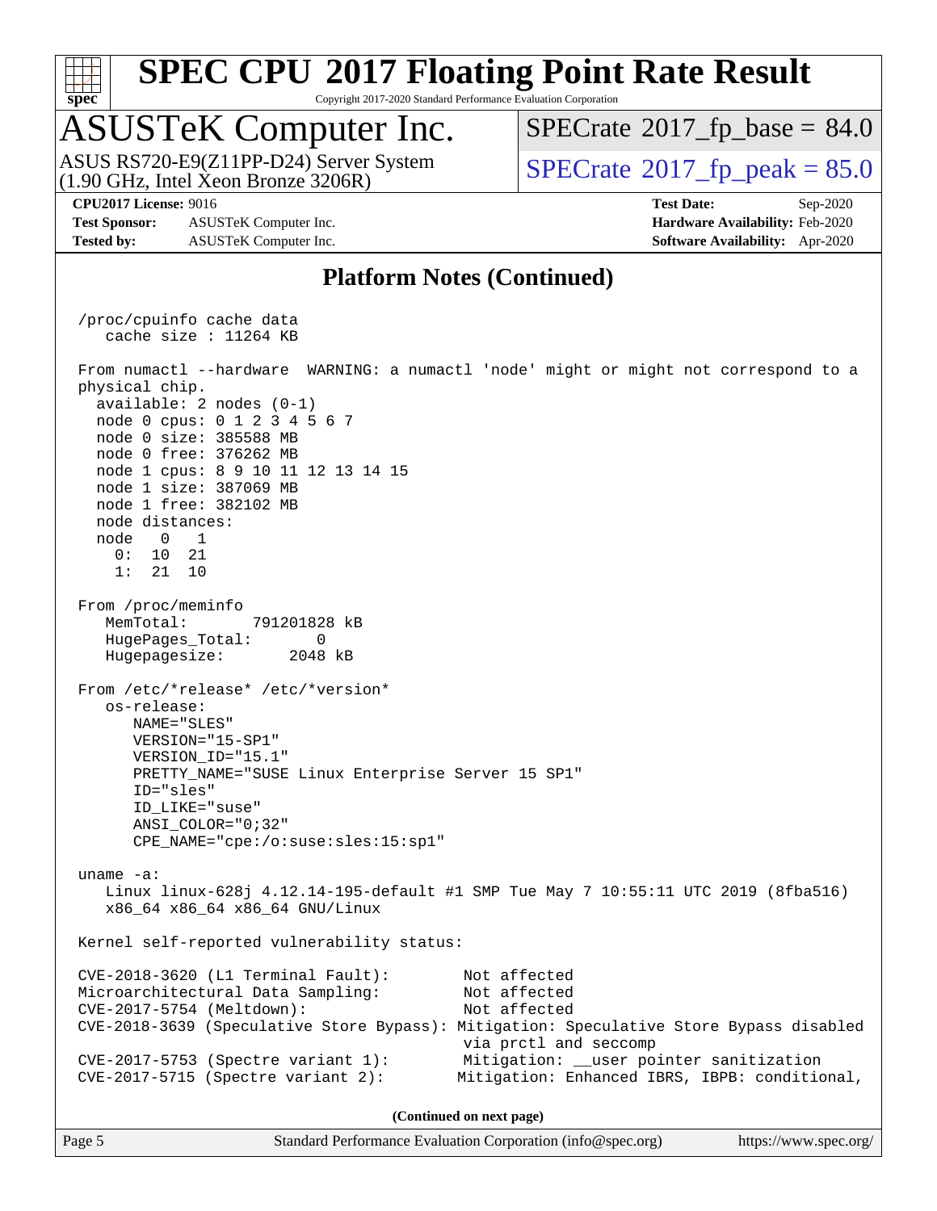## Platform Notes (Continued)

```
/proc/cpuinfo cache data
   cache size : 11264 KB

From numactl --hardware  WARNING: a numactl 'node' might or might not correspond to a
physical chip.
  available: 2 nodes (0-1)
  node 0 cpus: 0 1 2 3 4 5 6 7
  node 0 size: 385588 MB
  node 0 free: 376262 MB
  node 1 cpus: 8 9 10 11 12 13 14 15
  node 1 size: 387069 MB
  node 1 free: 382102 MB
  node distances:
  node   0   1
    0:  10  21
    1:  21  10

From /proc/meminfo
   MemTotal:       791201828 kB
   HugePages_Total:       0
   Hugepagesize:       2048 kB

From /etc/*release* /etc/*version*
   os-release:
      NAME="SLES"
      VERSION="15-SP1"
      VERSION_ID="15.1"
      PRETTY_NAME="SUSE Linux Enterprise Server 15 SP1"
      ID="sles"
      ID_LIKE="suse"
      ANSI_COLOR="0;32"
      CPE_NAME="cpe:/o:suse:sles:15:sp1"

uname -a:
   Linux linux-628j 4.12.14-195-default #1 SMP Tue May 7 10:55:11 UTC 2019 (8fba516)
   x86_64 x86_64 x86_64 GNU/Linux

Kernel self-reported vulnerability status:

CVE-2018-3620 (L1 Terminal Fault):         Not affected
Microarchitectural Data Sampling:          Not affected
CVE-2017-5754 (Meltdown):                  Not affected
CVE-2018-3639 (Speculative Store Bypass): Mitigation: Speculative Store Bypass disabled
                                           via prctl and seccomp
CVE-2017-5753 (Spectre variant 1):         Mitigation: __user pointer sanitization
CVE-2017-5715 (Spectre variant 2):        Mitigation: Enhanced IBRS, IBPB: conditional,
```

(Continued on next page)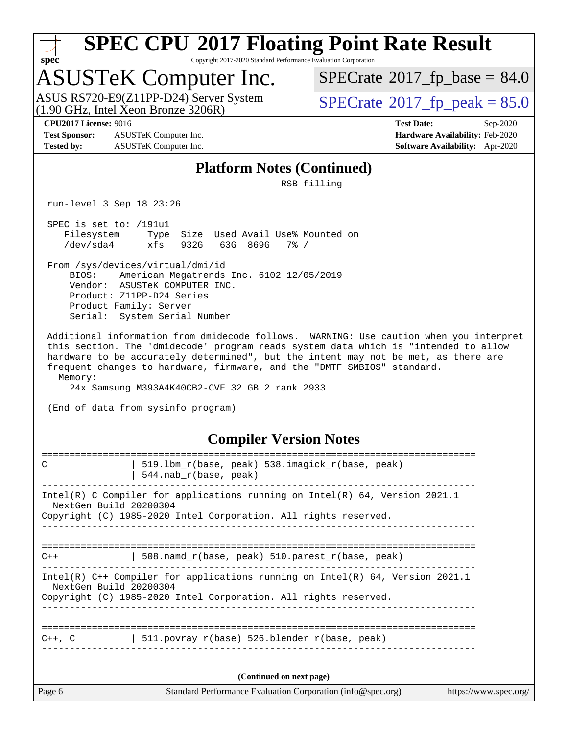## Platform Notes (Continued)

```
                                                   RSB filling

 run-level 3 Sep 18 23:26

 SPEC is set to: /191u1
    Filesystem     Type  Size  Used Avail Use% Mounted on
    /dev/sda4      xfs   932G   63G  869G   7% /

 From /sys/devices/virtual/dmi/id
     BIOS:    American Megatrends Inc. 6102 12/05/2019
     Vendor:  ASUSTeK COMPUTER INC.
     Product: Z11PP-D24 Series
     Product Family: Server
     Serial:  System Serial Number

 Additional information from dmidecode follows.  WARNING: Use caution when you interpret
 this section. The 'dmidecode' program reads system data which is "intended to allow
 hardware to be accurately determined", but the intent may not be met, as there are
 frequent changes to hardware, firmware, and the "DMTF SMBIOS" standard.
   Memory:
     24x Samsung M393A4K40CB2-CVF 32 GB 2 rank 2933

 (End of data from sysinfo program)
```

## Compiler Version Notes

```
==============================================================================
C               | 519.lbm_r(base, peak) 538.imagick_r(base, peak)
                | 544.nab_r(base, peak)
------------------------------------------------------------------------------
Intel(R) C Compiler for applications running on Intel(R) 64, Version 2021.1
  NextGen Build 20200304
Copyright (C) 1985-2020 Intel Corporation. All rights reserved.
------------------------------------------------------------------------------

==============================================================================
C++             | 508.namd_r(base, peak) 510.parest_r(base, peak)
------------------------------------------------------------------------------
Intel(R) C++ Compiler for applications running on Intel(R) 64, Version 2021.1
  NextGen Build 20200304
Copyright (C) 1985-2020 Intel Corporation. All rights reserved.
------------------------------------------------------------------------------

==============================================================================
C++, C          | 511.povray_r(base) 526.blender_r(base, peak)
------------------------------------------------------------------------------
```

(Continued on next page)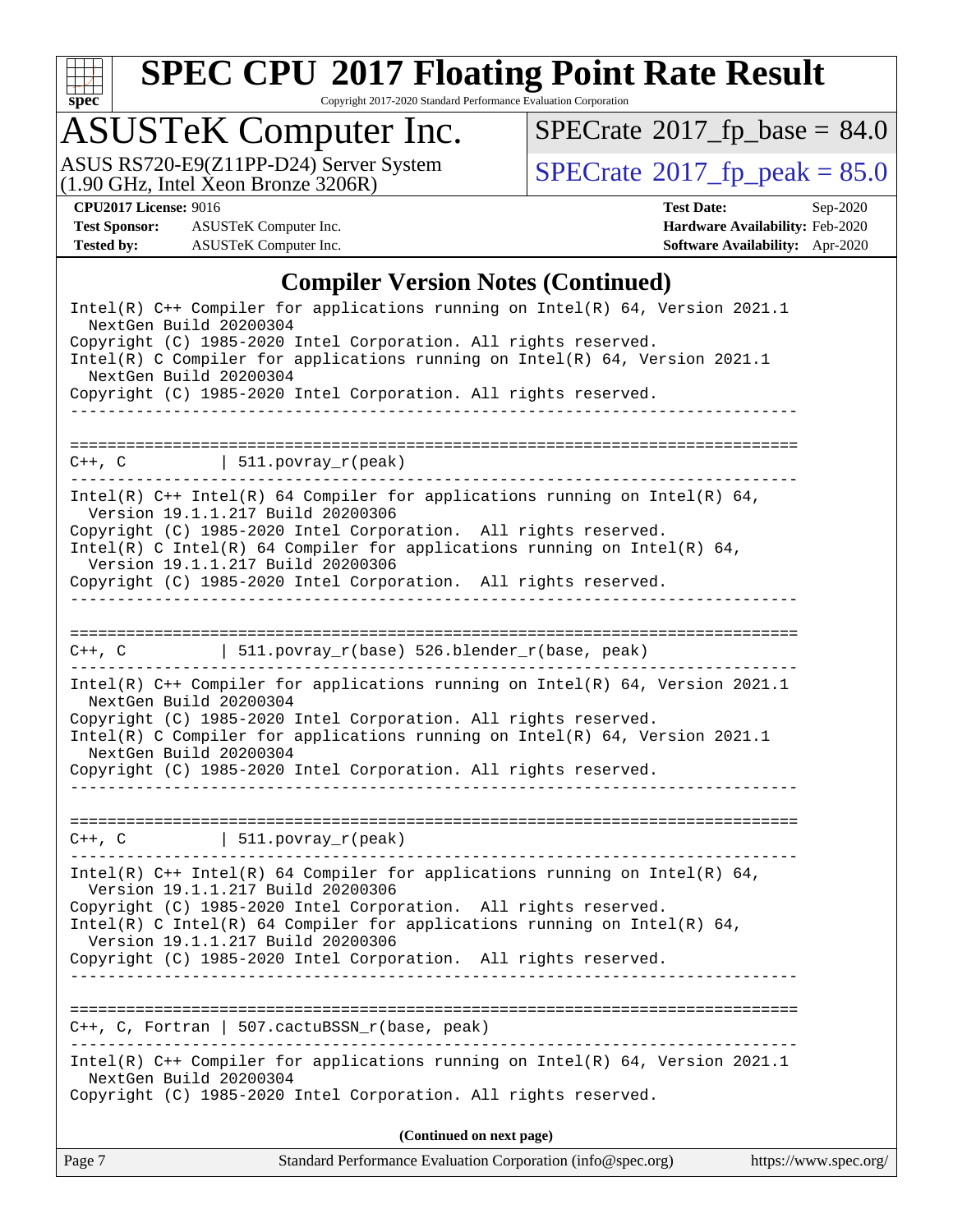## Compiler Version Notes (Continued)

```
Intel(R) C++ Compiler for applications running on Intel(R) 64, Version 2021.1
  NextGen Build 20200304
Copyright (C) 1985-2020 Intel Corporation. All rights reserved.
Intel(R) C Compiler for applications running on Intel(R) 64, Version 2021.1
  NextGen Build 20200304
Copyright (C) 1985-2020 Intel Corporation. All rights reserved.
------------------------------------------------------------------------------

==============================================================================
C++, C          | 511.povray_r(peak)
------------------------------------------------------------------------------
Intel(R) C++ Intel(R) 64 Compiler for applications running on Intel(R) 64,
  Version 19.1.1.217 Build 20200306
Copyright (C) 1985-2020 Intel Corporation.  All rights reserved.
Intel(R) C Intel(R) 64 Compiler for applications running on Intel(R) 64,
  Version 19.1.1.217 Build 20200306
Copyright (C) 1985-2020 Intel Corporation.  All rights reserved.
------------------------------------------------------------------------------

==============================================================================
C++, C          | 511.povray_r(base) 526.blender_r(base, peak)
------------------------------------------------------------------------------
Intel(R) C++ Compiler for applications running on Intel(R) 64, Version 2021.1
  NextGen Build 20200304
Copyright (C) 1985-2020 Intel Corporation. All rights reserved.
Intel(R) C Compiler for applications running on Intel(R) 64, Version 2021.1
  NextGen Build 20200304
Copyright (C) 1985-2020 Intel Corporation. All rights reserved.
------------------------------------------------------------------------------

==============================================================================
C++, C          | 511.povray_r(peak)
------------------------------------------------------------------------------
Intel(R) C++ Intel(R) 64 Compiler for applications running on Intel(R) 64,
  Version 19.1.1.217 Build 20200306
Copyright (C) 1985-2020 Intel Corporation.  All rights reserved.
Intel(R) C Intel(R) 64 Compiler for applications running on Intel(R) 64,
  Version 19.1.1.217 Build 20200306
Copyright (C) 1985-2020 Intel Corporation.  All rights reserved.
------------------------------------------------------------------------------

==============================================================================
C++, C, Fortran | 507.cactuBSSN_r(base, peak)
------------------------------------------------------------------------------
Intel(R) C++ Compiler for applications running on Intel(R) 64, Version 2021.1
  NextGen Build 20200304
Copyright (C) 1985-2020 Intel Corporation. All rights reserved.
```

**(Continued on next page)**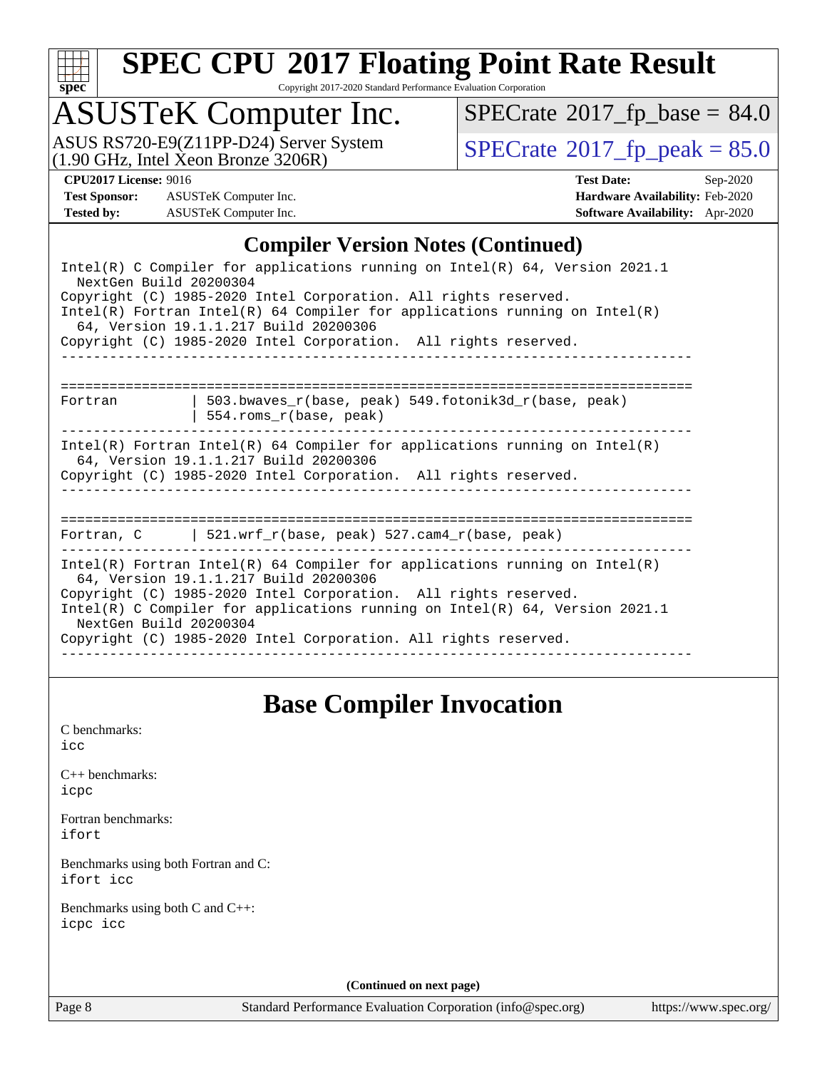## Compiler Version Notes (Continued)

```
Intel(R) C Compiler for applications running on Intel(R) 64, Version 2021.1
  NextGen Build 20200304
Copyright (C) 1985-2020 Intel Corporation. All rights reserved.
Intel(R) Fortran Intel(R) 64 Compiler for applications running on Intel(R)
  64, Version 19.1.1.217 Build 20200306
Copyright (C) 1985-2020 Intel Corporation.  All rights reserved.
------------------------------------------------------------------------------

==============================================================================
Fortran         | 503.bwaves_r(base, peak) 549.fotonik3d_r(base, peak)
                | 554.roms_r(base, peak)
------------------------------------------------------------------------------
Intel(R) Fortran Intel(R) 64 Compiler for applications running on Intel(R)
  64, Version 19.1.1.217 Build 20200306
Copyright (C) 1985-2020 Intel Corporation.  All rights reserved.
------------------------------------------------------------------------------

==============================================================================
Fortran, C      | 521.wrf_r(base, peak) 527.cam4_r(base, peak)
------------------------------------------------------------------------------
Intel(R) Fortran Intel(R) 64 Compiler for applications running on Intel(R)
  64, Version 19.1.1.217 Build 20200306
Copyright (C) 1985-2020 Intel Corporation.  All rights reserved.
Intel(R) C Compiler for applications running on Intel(R) 64, Version 2021.1
  NextGen Build 20200304
Copyright (C) 1985-2020 Intel Corporation. All rights reserved.
------------------------------------------------------------------------------
```

## Base Compiler Invocation

C benchmarks:
icc

C++ benchmarks:
icpc

Fortran benchmarks:
ifort

Benchmarks using both Fortran and C:
ifort icc

Benchmarks using both C and C++:
icpc icc

**(Continued on next page)**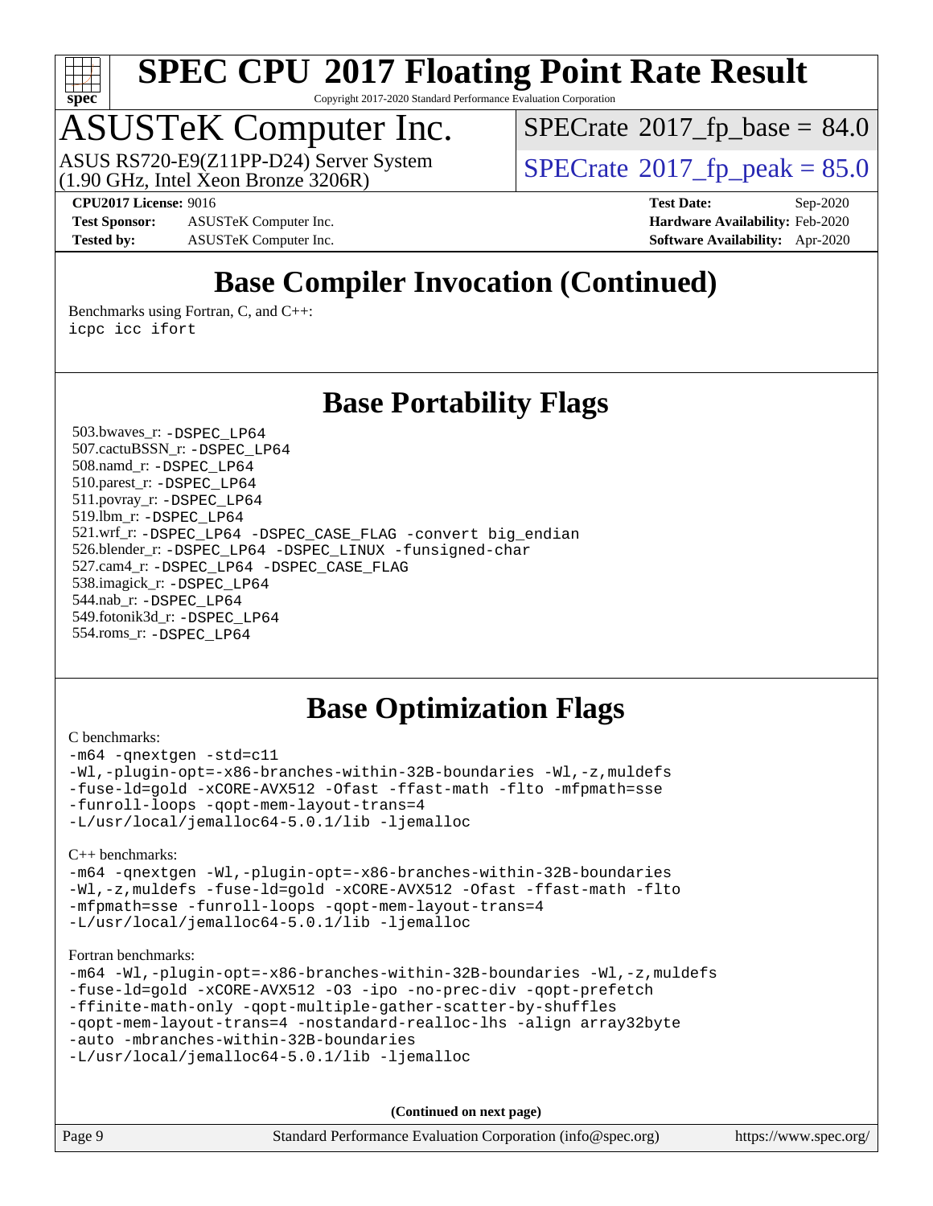# SPEC CPU 2017 Floating Point Rate Result

Copyright 2017-2020 Standard Performance Evaluation Corporation

## ASUSTeK Computer Inc.

ASUS RS720-E9(Z11PP-D24) Server System
(1.90 GHz, Intel Xeon Bronze 3206R)

SPECrate 2017_fp_base = 84.0

SPECrate 2017_fp_peak = 85.0

**CPU2017 License:** 9016
**Test Sponsor:** ASUSTeK Computer Inc.
**Tested by:** ASUSTeK Computer Inc.

**Test Date:** Sep-2020
**Hardware Availability:** Feb-2020
**Software Availability:** Apr-2020

## Base Compiler Invocation (Continued)

Benchmarks using Fortran, C, and C++:
```
icpc icc ifort
```

## Base Portability Flags

503.bwaves_r: `-DSPEC_LP64`
507.cactuBSSN_r: `-DSPEC_LP64`
508.namd_r: `-DSPEC_LP64`
510.parest_r: `-DSPEC_LP64`
511.povray_r: `-DSPEC_LP64`
519.lbm_r: `-DSPEC_LP64`
521.wrf_r: `-DSPEC_LP64 -DSPEC_CASE_FLAG -convert big_endian`
526.blender_r: `-DSPEC_LP64 -DSPEC_LINUX -funsigned-char`
527.cam4_r: `-DSPEC_LP64 -DSPEC_CASE_FLAG`
538.imagick_r: `-DSPEC_LP64`
544.nab_r: `-DSPEC_LP64`
549.fotonik3d_r: `-DSPEC_LP64`
554.roms_r: `-DSPEC_LP64`

## Base Optimization Flags

C benchmarks:
```
-m64 -qnextgen -std=c11
-Wl,-plugin-opt=-x86-branches-within-32B-boundaries -Wl,-z,muldefs
-fuse-ld=gold -xCORE-AVX512 -Ofast -ffast-math -flto -mfpmath=sse
-funroll-loops -qopt-mem-layout-trans=4
-L/usr/local/jemalloc64-5.0.1/lib -ljemalloc
```

C++ benchmarks:
```
-m64 -qnextgen -Wl,-plugin-opt=-x86-branches-within-32B-boundaries
-Wl,-z,muldefs -fuse-ld=gold -xCORE-AVX512 -Ofast -ffast-math -flto
-mfpmath=sse -funroll-loops -qopt-mem-layout-trans=4
-L/usr/local/jemalloc64-5.0.1/lib -ljemalloc
```

Fortran benchmarks:
```
-m64 -Wl,-plugin-opt=-x86-branches-within-32B-boundaries -Wl,-z,muldefs
-fuse-ld=gold -xCORE-AVX512 -O3 -ipo -no-prec-div -qopt-prefetch
-ffinite-math-only -qopt-multiple-gather-scatter-by-shuffles
-qopt-mem-layout-trans=4 -nostandard-realloc-lhs -align array32byte
-auto -mbranches-within-32B-boundaries
-L/usr/local/jemalloc64-5.0.1/lib -ljemalloc
```

**(Continued on next page)**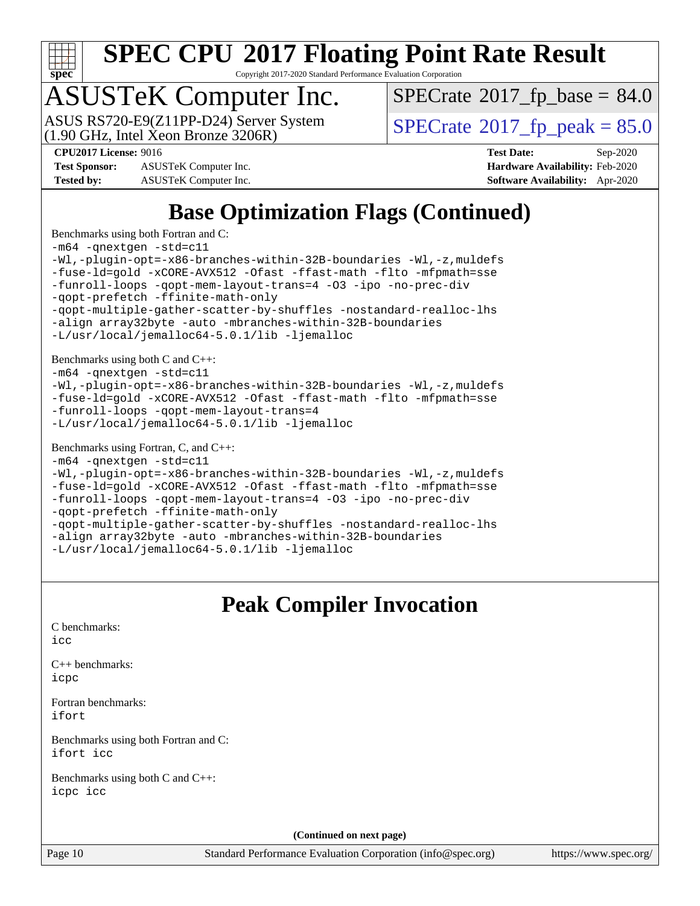# Base Optimization Flags (Continued)

Benchmarks using both Fortran and C:

```
-m64 -qnextgen -std=c11
-Wl,-plugin-opt=-x86-branches-within-32B-boundaries -Wl,-z,muldefs
-fuse-ld=gold -xCORE-AVX512 -Ofast -ffast-math -flto -mfpmath=sse
-funroll-loops -qopt-mem-layout-trans=4 -O3 -ipo -no-prec-div
-qopt-prefetch -ffinite-math-only
-qopt-multiple-gather-scatter-by-shuffles -nostandard-realloc-lhs
-align array32byte -auto -mbranches-within-32B-boundaries
-L/usr/local/jemalloc64-5.0.1/lib -ljemalloc
```

Benchmarks using both C and C++:

```
-m64 -qnextgen -std=c11
-Wl,-plugin-opt=-x86-branches-within-32B-boundaries -Wl,-z,muldefs
-fuse-ld=gold -xCORE-AVX512 -Ofast -ffast-math -flto -mfpmath=sse
-funroll-loops -qopt-mem-layout-trans=4
-L/usr/local/jemalloc64-5.0.1/lib -ljemalloc
```

Benchmarks using Fortran, C, and C++:

```
-m64 -qnextgen -std=c11
-Wl,-plugin-opt=-x86-branches-within-32B-boundaries -Wl,-z,muldefs
-fuse-ld=gold -xCORE-AVX512 -Ofast -ffast-math -flto -mfpmath=sse
-funroll-loops -qopt-mem-layout-trans=4 -O3 -ipo -no-prec-div
-qopt-prefetch -ffinite-math-only
-qopt-multiple-gather-scatter-by-shuffles -nostandard-realloc-lhs
-align array32byte -auto -mbranches-within-32B-boundaries
-L/usr/local/jemalloc64-5.0.1/lib -ljemalloc
```

# Peak Compiler Invocation

C benchmarks:
`icc`

C++ benchmarks:
`icpc`

Fortran benchmarks:
`ifort`

Benchmarks using both Fortran and C:
`ifort icc`

Benchmarks using both C and C++:
`icpc icc`

**(Continued on next page)**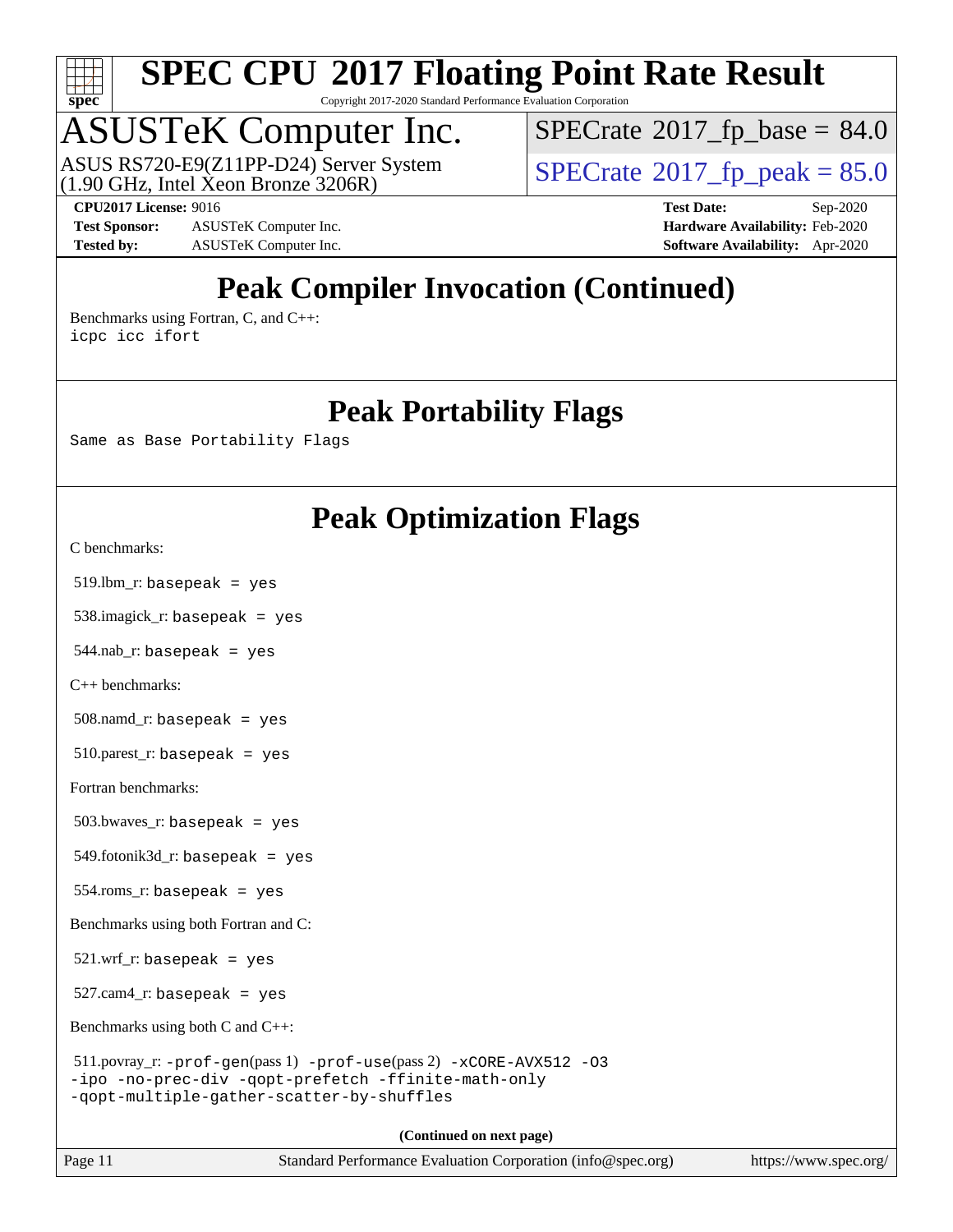# Peak Compiler Invocation (Continued)

Benchmarks using Fortran, C, and C++:
icpc icc ifort

# Peak Portability Flags

Same as Base Portability Flags

# Peak Optimization Flags

C benchmarks:

519.lbm_r: basepeak = yes

538.imagick_r: basepeak = yes

544.nab_r: basepeak = yes

C++ benchmarks:

508.namd_r: basepeak = yes

510.parest_r: basepeak = yes

Fortran benchmarks:

503.bwaves_r: basepeak = yes

549.fotonik3d_r: basepeak = yes

554.roms_r: basepeak = yes

Benchmarks using both Fortran and C:

521.wrf_r: basepeak = yes

527.cam4_r: basepeak = yes

Benchmarks using both C and C++:

511.povray_r: -prof-gen(pass 1) -prof-use(pass 2) -xCORE-AVX512 -O3
-ipo -no-prec-div -qopt-prefetch -ffinite-math-only
-qopt-multiple-gather-scatter-by-shuffles

**(Continued on next page)**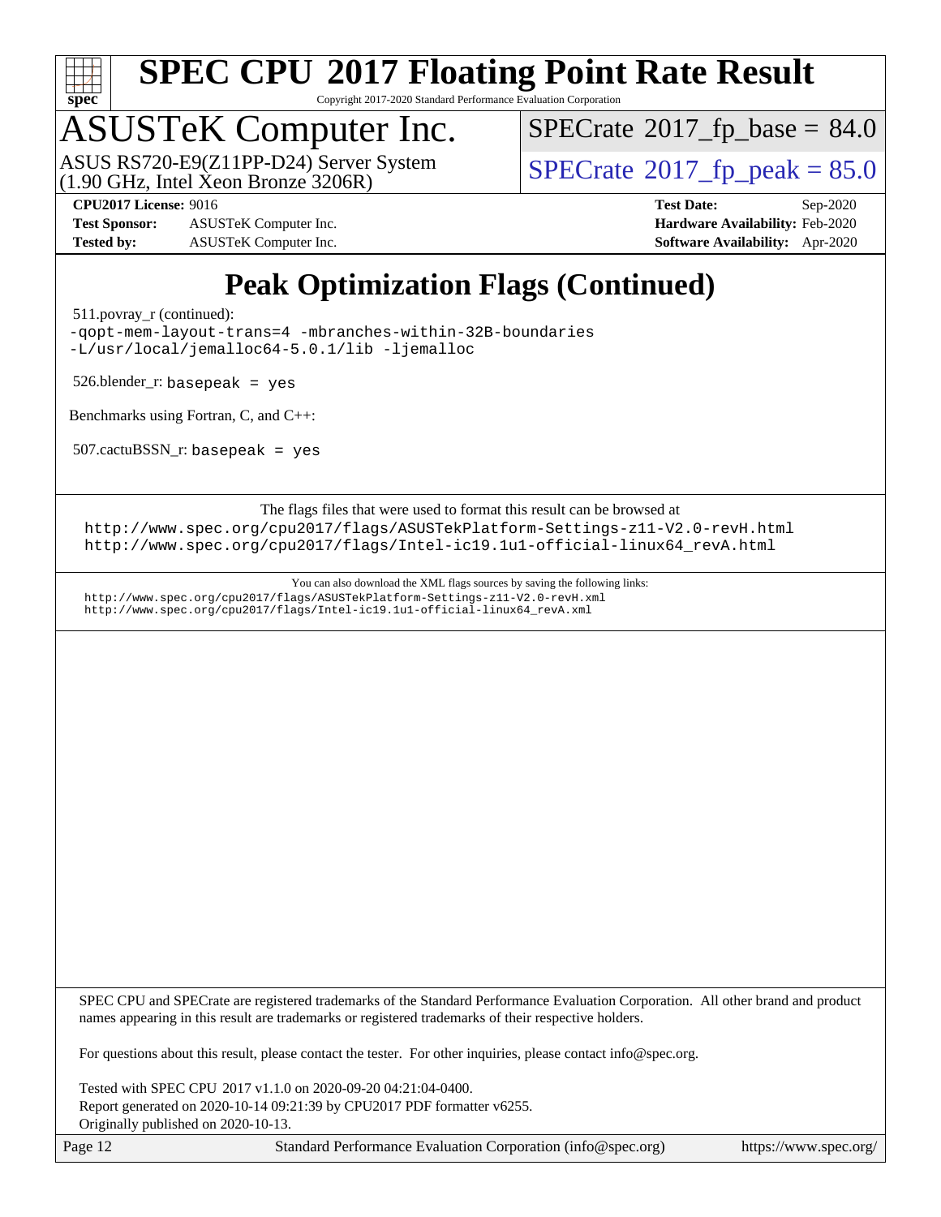# Peak Optimization Flags (Continued)

511.povray_r (continued):
-qopt-mem-layout-trans=4 -mbranches-within-32B-boundaries
-L/usr/local/jemalloc64-5.0.1/lib -ljemalloc

526.blender_r: basepeak = yes

Benchmarks using Fortran, C, and C++:

507.cactuBSSN_r: basepeak = yes

The flags files that were used to format this result can be browsed at
http://www.spec.org/cpu2017/flags/ASUSTekPlatform-Settings-z11-V2.0-revH.html
http://www.spec.org/cpu2017/flags/Intel-ic19.1u1-official-linux64_revA.html

You can also download the XML flags sources by saving the following links:
http://www.spec.org/cpu2017/flags/ASUSTekPlatform-Settings-z11-V2.0-revH.xml
http://www.spec.org/cpu2017/flags/Intel-ic19.1u1-official-linux64_revA.xml

SPEC CPU and SPECrate are registered trademarks of the Standard Performance Evaluation Corporation. All other brand and product names appearing in this result are trademarks or registered trademarks of their respective holders.

For questions about this result, please contact the tester. For other inquiries, please contact info@spec.org.

Tested with SPEC CPU 2017 v1.1.0 on 2020-09-20 04:21:04-0400.
Report generated on 2020-10-14 09:21:39 by CPU2017 PDF formatter v6255.
Originally published on 2020-10-13.